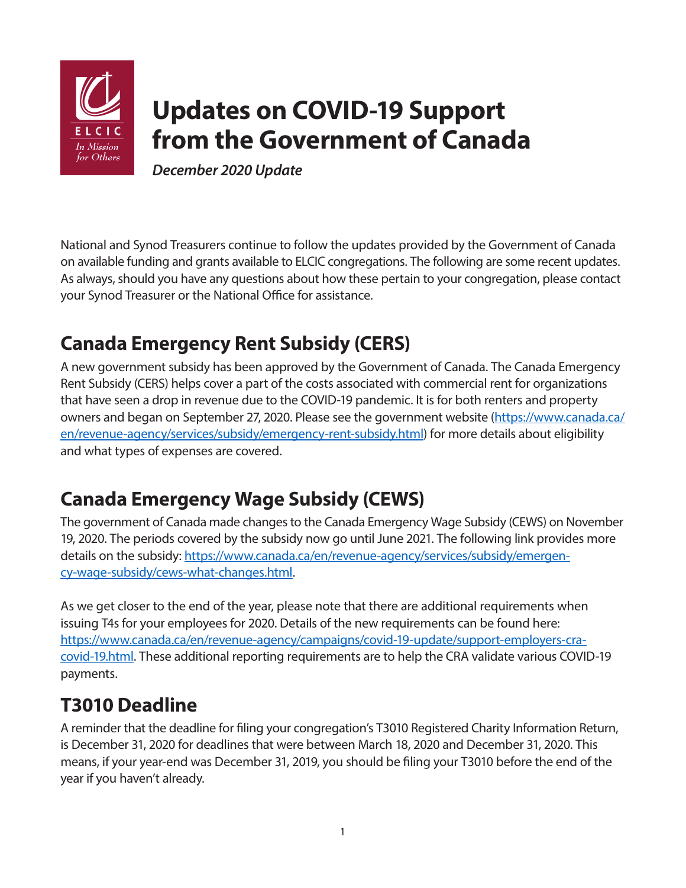# Updates on COVID-19 Support from the Government of Canada

*December 2020 Update*

National and Synod Treasurers continue to follow the updates provided by the Government of Canada on available funding and grants available to ELCIC congregations. The following are some recent updates. As always, should you have any questions about how these pertain to your congregation, please contact your Synod Treasurer or the National Office for assistance.

## Canada Emergency Rent Subsidy (CERS)

A new government subsidy has been approved by the Government of Canada. The Canada Emergency Rent Subsidy (CERS) helps cover a part of the costs associated with commercial rent for organizations that have seen a drop in revenue due to the COVID-19 pandemic. It is for both renters and property owners and began on September 27, 2020. Please see the government website (https://www.canada.ca/en/revenue-agency/services/subsidy/emergency-rent-subsidy.html) for more details about eligibility and what types of expenses are covered.

## Canada Emergency Wage Subsidy (CEWS)

The government of Canada made changes to the Canada Emergency Wage Subsidy (CEWS) on November 19, 2020. The periods covered by the subsidy now go until June 2021. The following link provides more details on the subsidy: https://www.canada.ca/en/revenue-agency/services/subsidy/emergency-wage-subsidy/cews-what-changes.html.

As we get closer to the end of the year, please note that there are additional requirements when issuing T4s for your employees for 2020. Details of the new requirements can be found here: https://www.canada.ca/en/revenue-agency/campaigns/covid-19-update/support-employers-cra-covid-19.html. These additional reporting requirements are to help the CRA validate various COVID-19 payments.

## T3010 Deadline

A reminder that the deadline for filing your congregation's T3010 Registered Charity Information Return, is December 31, 2020 for deadlines that were between March 18, 2020 and December 31, 2020. This means, if your year-end was December 31, 2019, you should be filing your T3010 before the end of the year if you haven't already.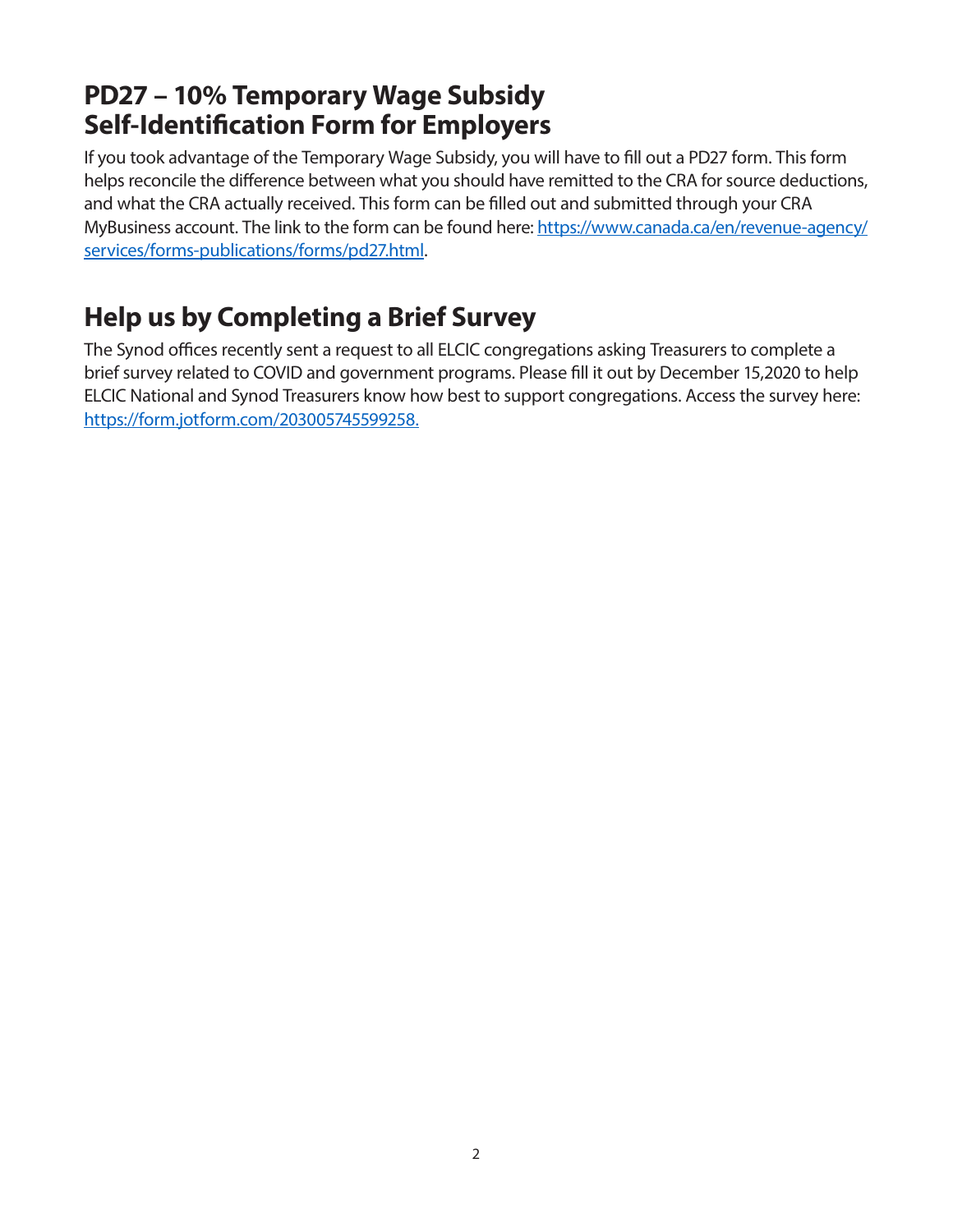## PD27 – 10% Temporary Wage Subsidy Self-Identification Form for Employers

If you took advantage of the Temporary Wage Subsidy, you will have to fill out a PD27 form. This form helps reconcile the difference between what you should have remitted to the CRA for source deductions, and what the CRA actually received. This form can be filled out and submitted through your CRA MyBusiness account. The link to the form can be found here: https://www.canada.ca/en/revenue-agency/services/forms-publications/forms/pd27.html.

## Help us by Completing a Brief Survey

The Synod offices recently sent a request to all ELCIC congregations asking Treasurers to complete a brief survey related to COVID and government programs. Please fill it out by December 15,2020 to help ELCIC National and Synod Treasurers know how best to support congregations. Access the survey here: https://form.jotform.com/203005745599258.